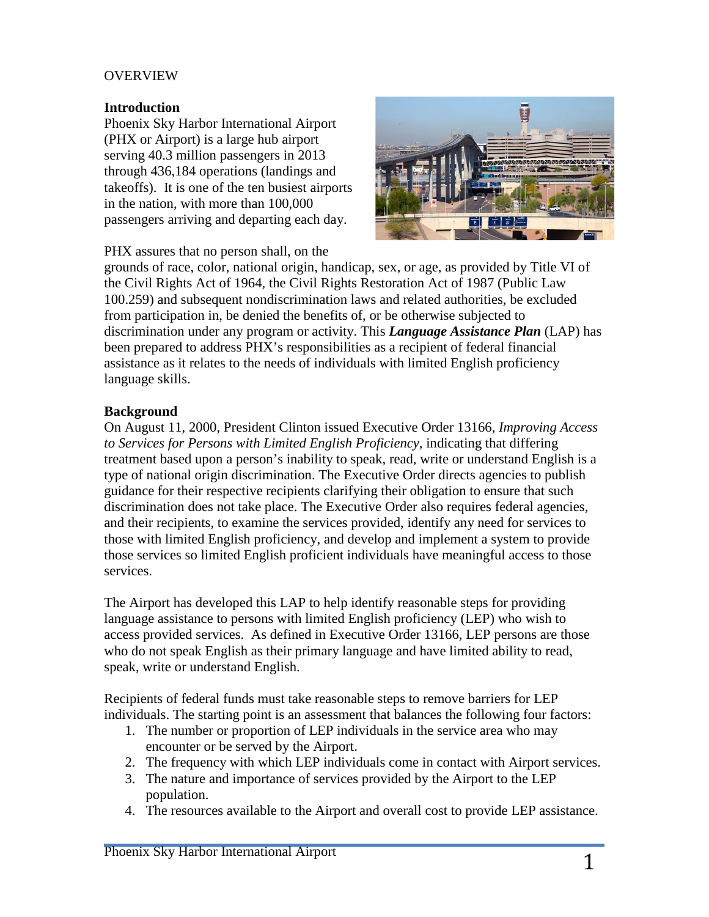OVERVIEW

## Introduction

Phoenix Sky Harbor International Airport (PHX or Airport) is a large hub airport serving 40.3 million passengers in 2013 through 436,184 operations (landings and takeoffs). It is one of the ten busiest airports in the nation, with more than 100,000 passengers arriving and departing each day.

PHX assures that no person shall, on the grounds of race, color, national origin, handicap, sex, or age, as provided by Title VI of the Civil Rights Act of 1964, the Civil Rights Restoration Act of 1987 (Public Law 100.259) and subsequent nondiscrimination laws and related authorities, be excluded from participation in, be denied the benefits of, or be otherwise subjected to discrimination under any program or activity. This ***Language Assistance Plan*** (LAP) has been prepared to address PHX's responsibilities as a recipient of federal financial assistance as it relates to the needs of individuals with limited English proficiency language skills.

## Background

On August 11, 2000, President Clinton issued Executive Order 13166, *Improving Access to Services for Persons with Limited English Proficiency*, indicating that differing treatment based upon a person's inability to speak, read, write or understand English is a type of national origin discrimination. The Executive Order directs agencies to publish guidance for their respective recipients clarifying their obligation to ensure that such discrimination does not take place. The Executive Order also requires federal agencies, and their recipients, to examine the services provided, identify any need for services to those with limited English proficiency, and develop and implement a system to provide those services so limited English proficient individuals have meaningful access to those services.

The Airport has developed this LAP to help identify reasonable steps for providing language assistance to persons with limited English proficiency (LEP) who wish to access provided services. As defined in Executive Order 13166, LEP persons are those who do not speak English as their primary language and have limited ability to read, speak, write or understand English.

Recipients of federal funds must take reasonable steps to remove barriers for LEP individuals. The starting point is an assessment that balances the following four factors:

1. The number or proportion of LEP individuals in the service area who may encounter or be served by the Airport.
2. The frequency with which LEP individuals come in contact with Airport services.
3. The nature and importance of services provided by the Airport to the LEP population.
4. The resources available to the Airport and overall cost to provide LEP assistance.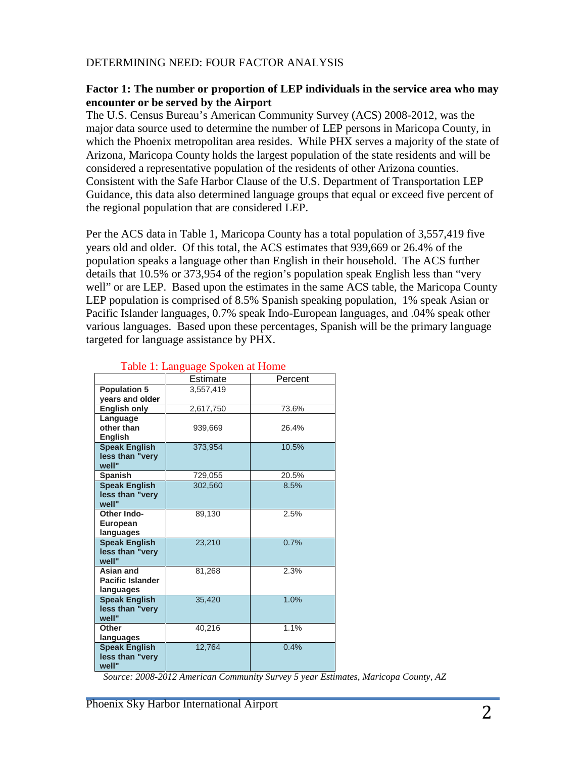DETERMINING NEED: FOUR FACTOR ANALYSIS

**Factor 1: The number or proportion of LEP individuals in the service area who may encounter or be served by the Airport**

The U.S. Census Bureau's American Community Survey (ACS) 2008-2012, was the major data source used to determine the number of LEP persons in Maricopa County, in which the Phoenix metropolitan area resides. While PHX serves a majority of the state of Arizona, Maricopa County holds the largest population of the state residents and will be considered a representative population of the residents of other Arizona counties. Consistent with the Safe Harbor Clause of the U.S. Department of Transportation LEP Guidance, this data also determined language groups that equal or exceed five percent of the regional population that are considered LEP.

Per the ACS data in Table 1, Maricopa County has a total population of 3,557,419 five years old and older. Of this total, the ACS estimates that 939,669 or 26.4% of the population speaks a language other than English in their household. The ACS further details that 10.5% or 373,954 of the region's population speak English less than "very well" or are LEP. Based upon the estimates in the same ACS table, the Maricopa County LEP population is comprised of 8.5% Spanish speaking population, 1% speak Asian or Pacific Islander languages, 0.7% speak Indo-European languages, and .04% speak other various languages. Based upon these percentages, Spanish will be the primary language targeted for language assistance by PHX.

Table 1: Language Spoken at Home

| | Estimate | Percent |
|---|---|---|
| **Population 5 years and older** | 3,557,419 | |
| **English only** | 2,617,750 | 73.6% |
| **Language other than English** | 939,669 | 26.4% |
| **Speak English less than "very well"** | 373,954 | 10.5% |
| **Spanish** | 729,055 | 20.5% |
| **Speak English less than "very well"** | 302,560 | 8.5% |
| **Other Indo-European languages** | 89,130 | 2.5% |
| **Speak English less than "very well"** | 23,210 | 0.7% |
| **Asian and Pacific Islander languages** | 81,268 | 2.3% |
| **Speak English less than "very well"** | 35,420 | 1.0% |
| **Other languages** | 40,216 | 1.1% |
| **Speak English less than "very well"** | 12,764 | 0.4% |

*Source: 2008-2012 American Community Survey 5 year Estimates, Maricopa County, AZ*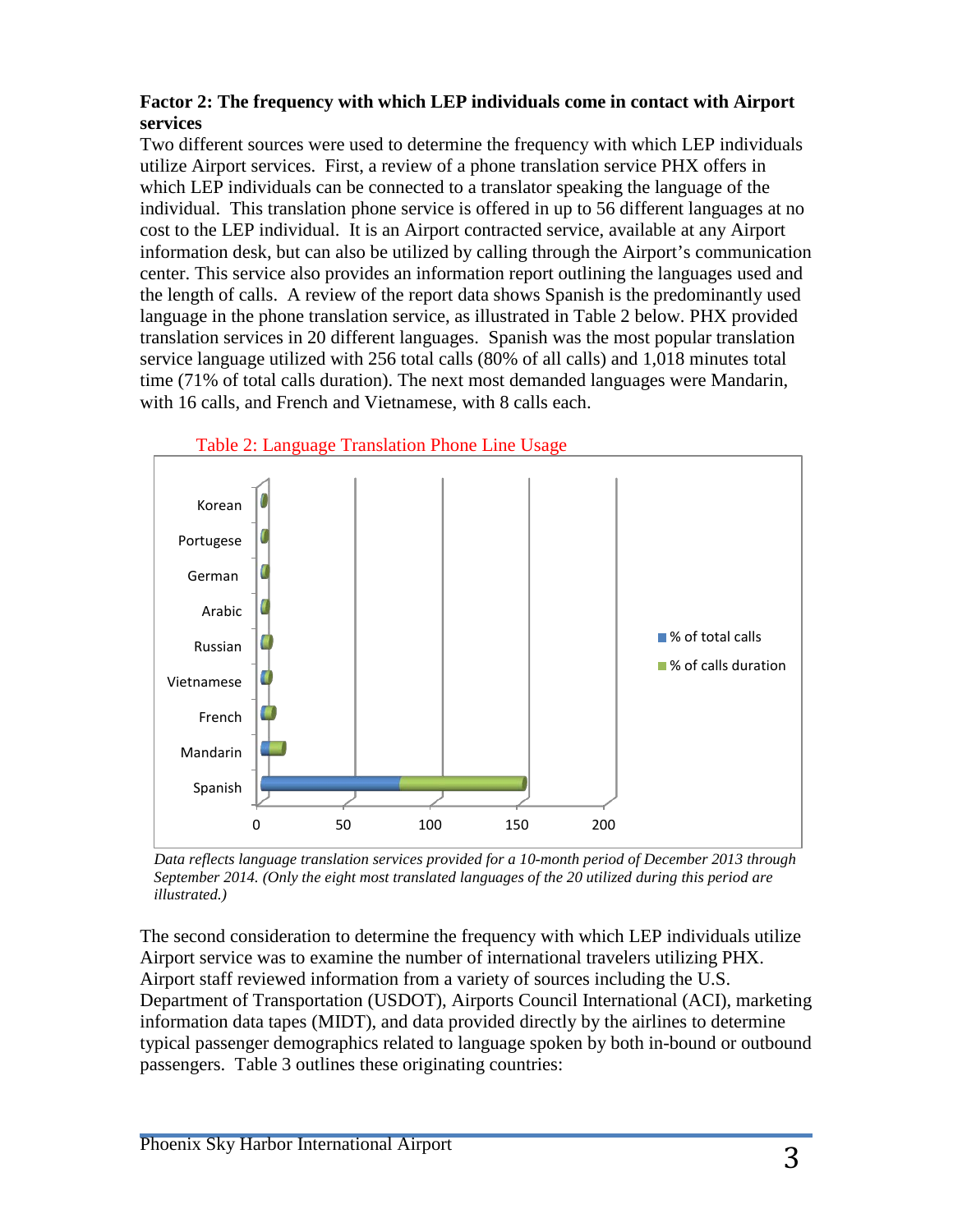**Factor 2: The frequency with which LEP individuals come in contact with Airport services**

Two different sources were used to determine the frequency with which LEP individuals utilize Airport services. First, a review of a phone translation service PHX offers in which LEP individuals can be connected to a translator speaking the language of the individual. This translation phone service is offered in up to 56 different languages at no cost to the LEP individual. It is an Airport contracted service, available at any Airport information desk, but can also be utilized by calling through the Airport's communication center. This service also provides an information report outlining the languages used and the length of calls. A review of the report data shows Spanish is the predominantly used language in the phone translation service, as illustrated in Table 2 below. PHX provided translation services in 20 different languages. Spanish was the most popular translation service language utilized with 256 total calls (80% of all calls) and 1,018 minutes total time (71% of total calls duration). The next most demanded languages were Mandarin, with 16 calls, and French and Vietnamese, with 8 calls each.

Table 2: Language Translation Phone Line Usage

*Data reflects language translation services provided for a 10-month period of December 2013 through September 2014. (Only the eight most translated languages of the 20 utilized during this period are illustrated.)*

The second consideration to determine the frequency with which LEP individuals utilize Airport service was to examine the number of international travelers utilizing PHX. Airport staff reviewed information from a variety of sources including the U.S. Department of Transportation (USDOT), Airports Council International (ACI), marketing information data tapes (MIDT), and data provided directly by the airlines to determine typical passenger demographics related to language spoken by both in-bound or outbound passengers. Table 3 outlines these originating countries: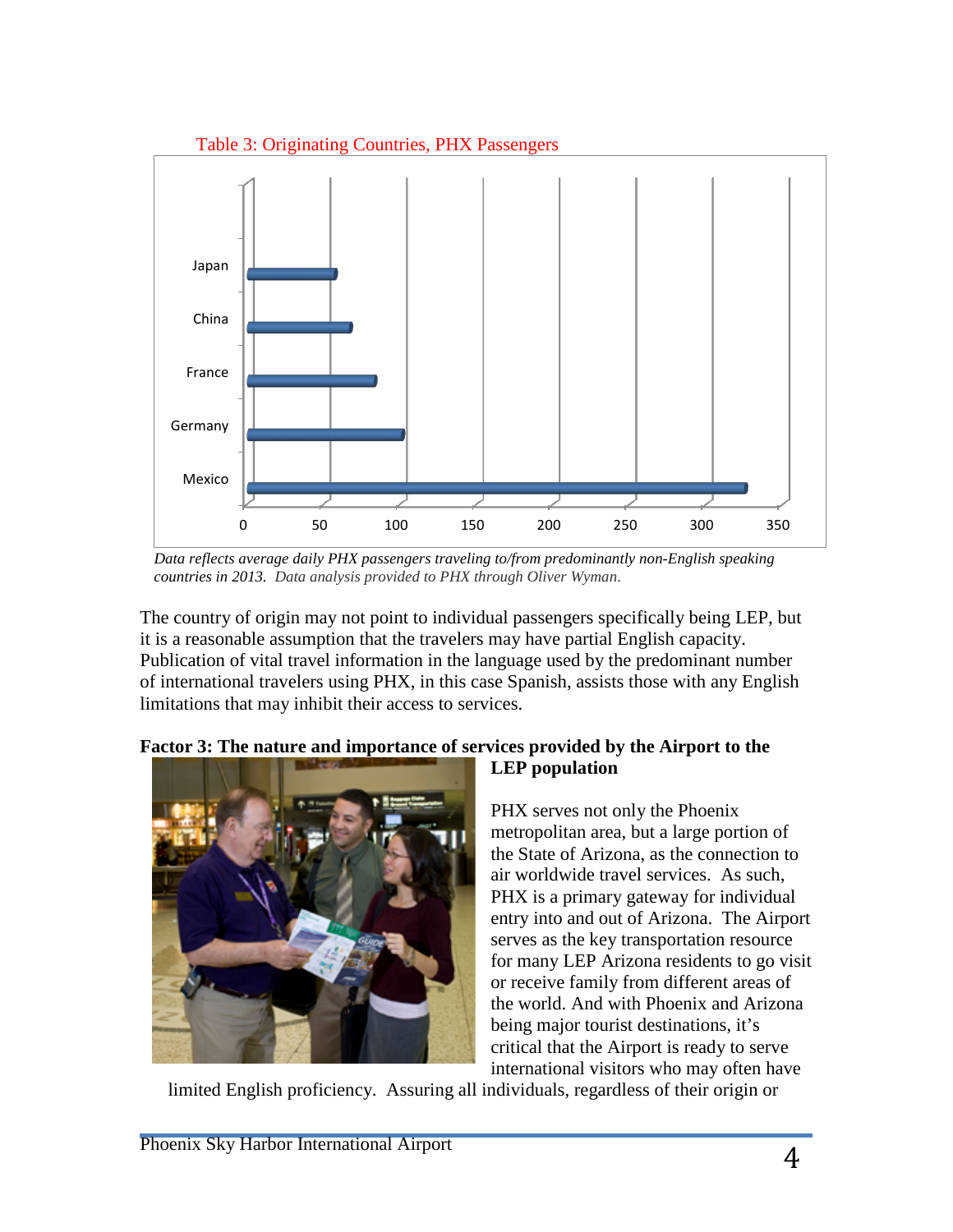Table 3: Originating Countries, PHX Passengers

| Country | Average daily passengers (approx.) |
| --- | --- |
| Japan | 58 |
| China | 68 |
| France | 84 |
| Germany | 102 |
| Mexico | 328 |

*Data reflects average daily PHX passengers traveling to/from predominantly non-English speaking countries in 2013. Data analysis provided to PHX through Oliver Wyman.*

The country of origin may not point to individual passengers specifically being LEP, but it is a reasonable assumption that the travelers may have partial English capacity. Publication of vital travel information in the language used by the predominant number of international travelers using PHX, in this case Spanish, assists those with any English limitations that may inhibit their access to services.

**Factor 3: The nature and importance of services provided by the Airport to the LEP population**

PHX serves not only the Phoenix metropolitan area, but a large portion of the State of Arizona, as the connection to air worldwide travel services. As such, PHX is a primary gateway for individual entry into and out of Arizona. The Airport serves as the key transportation resource for many LEP Arizona residents to go visit or receive family from different areas of the world. And with Phoenix and Arizona being major tourist destinations, it's critical that the Airport is ready to serve international visitors who may often have limited English proficiency. Assuring all individuals, regardless of their origin or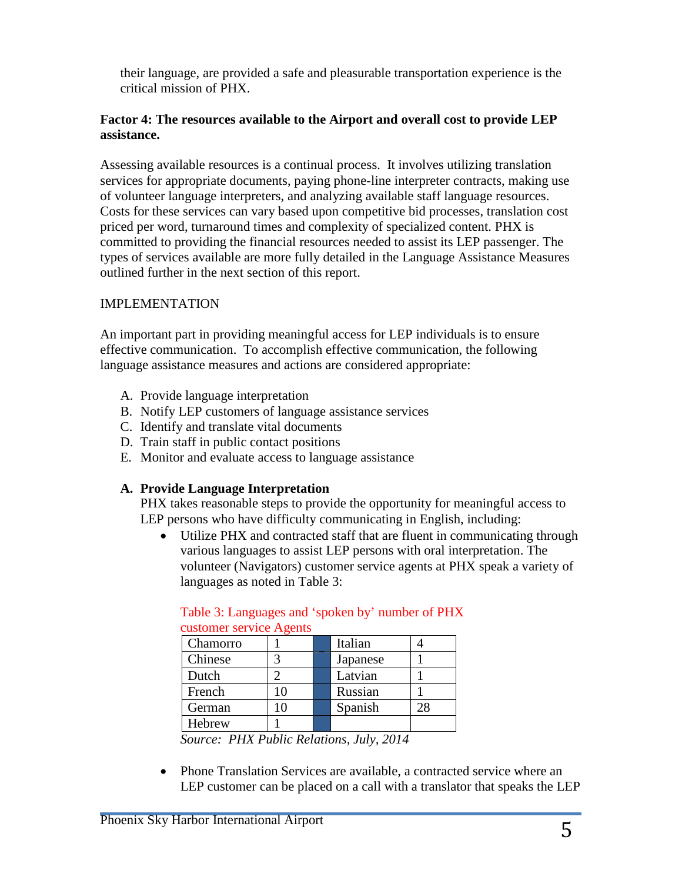their language, are provided a safe and pleasurable transportation experience is the critical mission of PHX.

**Factor 4: The resources available to the Airport and overall cost to provide LEP assistance.**

Assessing available resources is a continual process. It involves utilizing translation services for appropriate documents, paying phone-line interpreter contracts, making use of volunteer language interpreters, and analyzing available staff language resources. Costs for these services can vary based upon competitive bid processes, translation cost priced per word, turnaround times and complexity of specialized content. PHX is committed to providing the financial resources needed to assist its LEP passenger. The types of services available are more fully detailed in the Language Assistance Measures outlined further in the next section of this report.

IMPLEMENTATION

An important part in providing meaningful access for LEP individuals is to ensure effective communication. To accomplish effective communication, the following language assistance measures and actions are considered appropriate:

A. Provide language interpretation
B. Notify LEP customers of language assistance services
C. Identify and translate vital documents
D. Train staff in public contact positions
E. Monitor and evaluate access to language assistance

**A. Provide Language Interpretation**

PHX takes reasonable steps to provide the opportunity for meaningful access to LEP persons who have difficulty communicating in English, including:

- Utilize PHX and contracted staff that are fluent in communicating through various languages to assist LEP persons with oral interpretation. The volunteer (Navigators) customer service agents at PHX speak a variety of languages as noted in Table 3:

Table 3: Languages and 'spoken by' number of PHX customer service Agents

| Language | Number | | Language | Number |
|---|---|---|---|---|
| Chamorro | 1 | | Italian | 4 |
| Chinese | 3 | | Japanese | 1 |
| Dutch | 2 | | Latvian | 1 |
| French | 10 | | Russian | 1 |
| German | 10 | | Spanish | 28 |
| Hebrew | 1 | | | |

*Source: PHX Public Relations, July, 2014*

- Phone Translation Services are available, a contracted service where an LEP customer can be placed on a call with a translator that speaks the LEP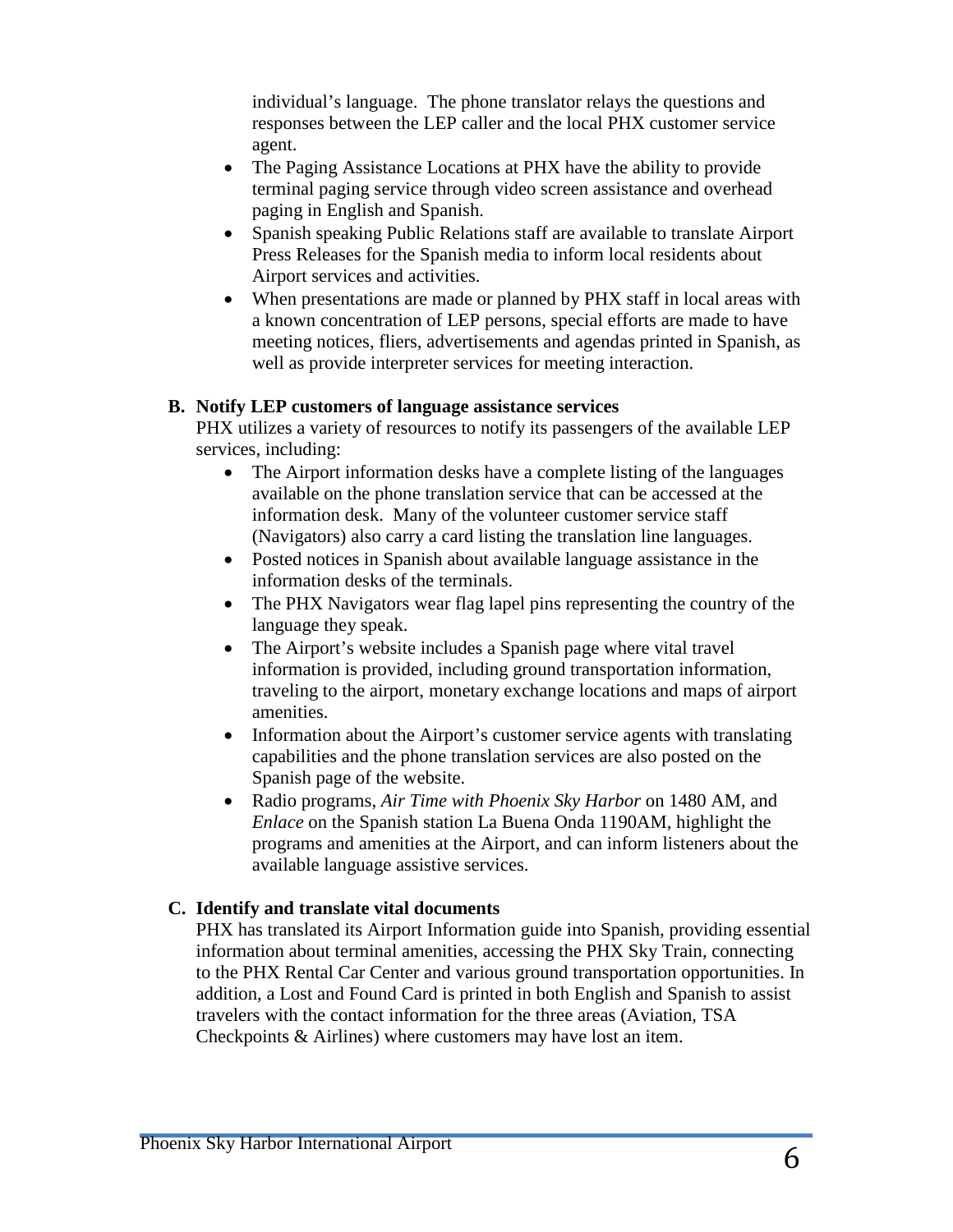individual's language. The phone translator relays the questions and responses between the LEP caller and the local PHX customer service agent.

- The Paging Assistance Locations at PHX have the ability to provide terminal paging service through video screen assistance and overhead paging in English and Spanish.
- Spanish speaking Public Relations staff are available to translate Airport Press Releases for the Spanish media to inform local residents about Airport services and activities.
- When presentations are made or planned by PHX staff in local areas with a known concentration of LEP persons, special efforts are made to have meeting notices, fliers, advertisements and agendas printed in Spanish, as well as provide interpreter services for meeting interaction.

**B. Notify LEP customers of language assistance services**

PHX utilizes a variety of resources to notify its passengers of the available LEP services, including:

- The Airport information desks have a complete listing of the languages available on the phone translation service that can be accessed at the information desk. Many of the volunteer customer service staff (Navigators) also carry a card listing the translation line languages.
- Posted notices in Spanish about available language assistance in the information desks of the terminals.
- The PHX Navigators wear flag lapel pins representing the country of the language they speak.
- The Airport's website includes a Spanish page where vital travel information is provided, including ground transportation information, traveling to the airport, monetary exchange locations and maps of airport amenities.
- Information about the Airport's customer service agents with translating capabilities and the phone translation services are also posted on the Spanish page of the website.
- Radio programs, *Air Time with Phoenix Sky Harbor* on 1480 AM, and *Enlace* on the Spanish station La Buena Onda 1190AM, highlight the programs and amenities at the Airport, and can inform listeners about the available language assistive services.

**C. Identify and translate vital documents**

PHX has translated its Airport Information guide into Spanish, providing essential information about terminal amenities, accessing the PHX Sky Train, connecting to the PHX Rental Car Center and various ground transportation opportunities. In addition, a Lost and Found Card is printed in both English and Spanish to assist travelers with the contact information for the three areas (Aviation, TSA Checkpoints & Airlines) where customers may have lost an item.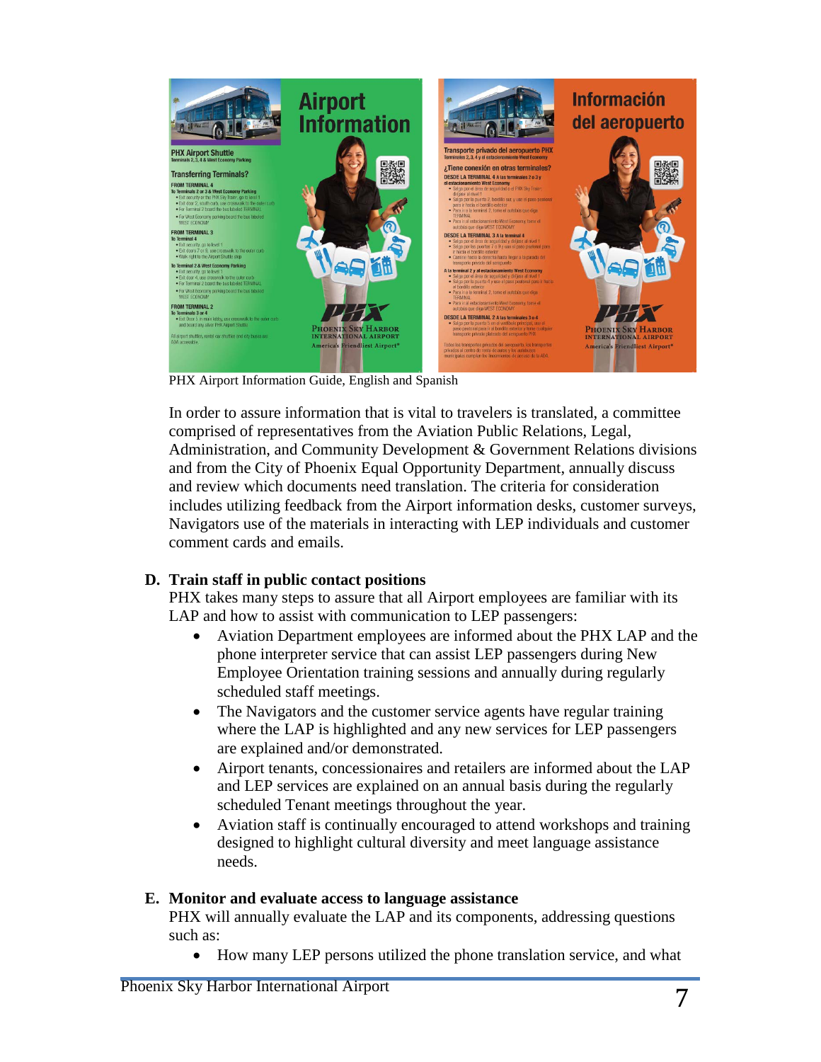PHX Airport Information Guide, English and Spanish

In order to assure information that is vital to travelers is translated, a committee comprised of representatives from the Aviation Public Relations, Legal, Administration, and Community Development & Government Relations divisions and from the City of Phoenix Equal Opportunity Department, annually discuss and review which documents need translation. The criteria for consideration includes utilizing feedback from the Airport information desks, customer surveys, Navigators use of the materials in interacting with LEP individuals and customer comment cards and emails.

**D. Train staff in public contact positions**

PHX takes many steps to assure that all Airport employees are familiar with its LAP and how to assist with communication to LEP passengers:

- Aviation Department employees are informed about the PHX LAP and the phone interpreter service that can assist LEP passengers during New Employee Orientation training sessions and annually during regularly scheduled staff meetings.
- The Navigators and the customer service agents have regular training where the LAP is highlighted and any new services for LEP passengers are explained and/or demonstrated.
- Airport tenants, concessionaires and retailers are informed about the LAP and LEP services are explained on an annual basis during the regularly scheduled Tenant meetings throughout the year.
- Aviation staff is continually encouraged to attend workshops and training designed to highlight cultural diversity and meet language assistance needs.

**E. Monitor and evaluate access to language assistance**

PHX will annually evaluate the LAP and its components, addressing questions such as:

- How many LEP persons utilized the phone translation service, and what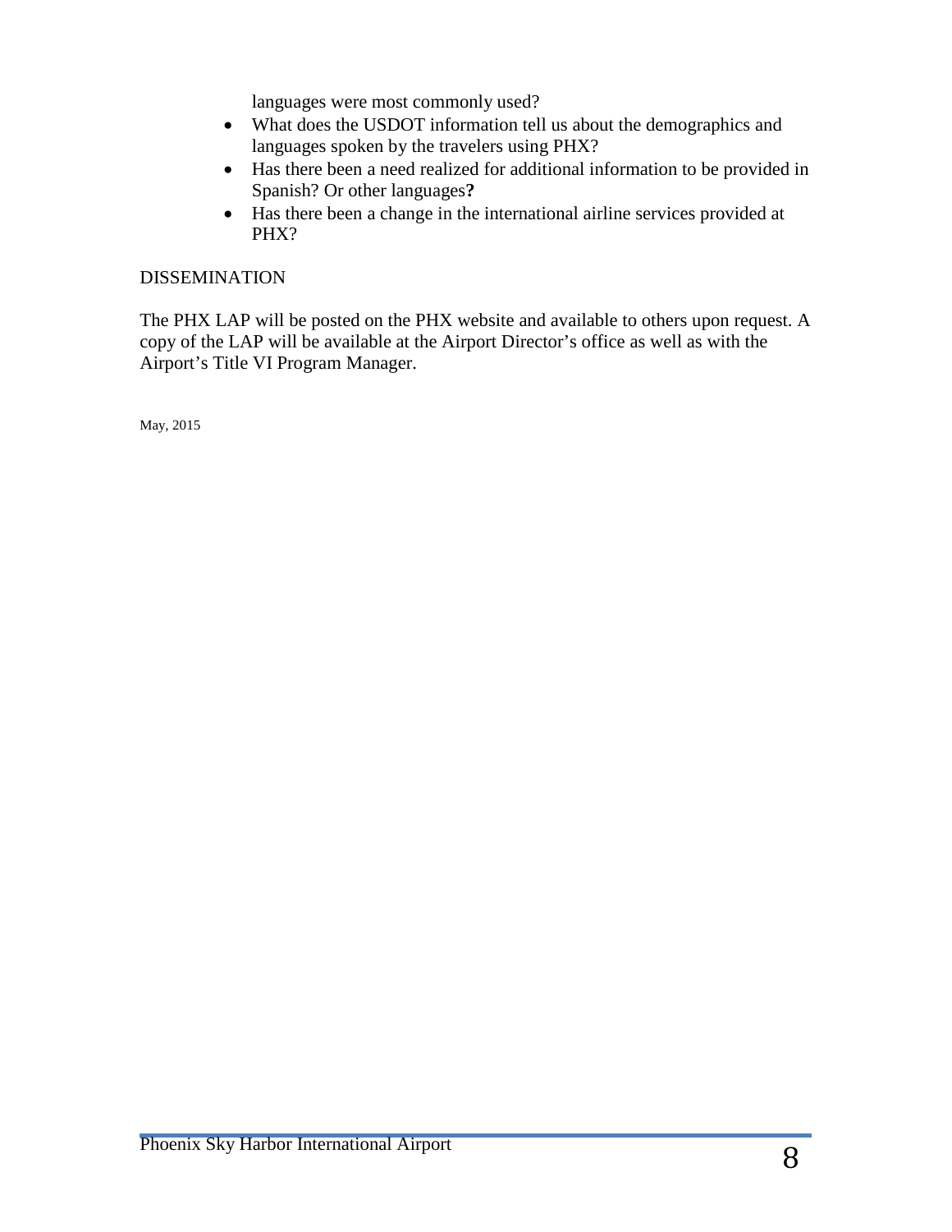languages were most commonly used?

- What does the USDOT information tell us about the demographics and languages spoken by the travelers using PHX?
- Has there been a need realized for additional information to be provided in Spanish? Or other languages**?**
- Has there been a change in the international airline services provided at PHX?

## DISSEMINATION

The PHX LAP will be posted on the PHX website and available to others upon request. A copy of the LAP will be available at the Airport Director's office as well as with the Airport's Title VI Program Manager.

May, 2015